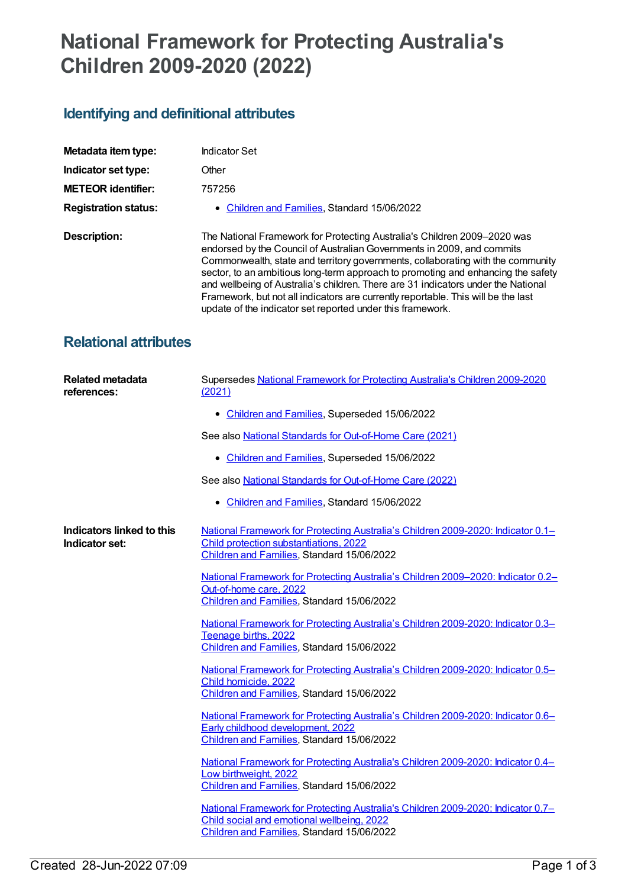# National Framework for Protecting Australia's Children 2009-2020 (2022)

## Identifying and definitional attributes

**Metadata item type:** Indicator Set

**Indicator set type:** Other

**METEOR identifier:** 757256

**Registration status:**

- Children and Families, Standard 15/06/2022

**Description:** The National Framework for Protecting Australia's Children 2009–2020 was endorsed by the Council of Australian Governments in 2009, and commits Commonwealth, state and territory governments, collaborating with the community sector, to an ambitious long-term approach to promoting and enhancing the safety and wellbeing of Australia's children. There are 31 indicators under the National Framework, but not all indicators are currently reportable. This will be the last update of the indicator set reported under this framework.

## Relational attributes

**Related metadata references:**

Supersedes National Framework for Protecting Australia's Children 2009-2020 (2021)

- Children and Families, Superseded 15/06/2022

See also National Standards for Out-of-Home Care (2021)

- Children and Families, Superseded 15/06/2022

See also National Standards for Out-of-Home Care (2022)

- Children and Families, Standard 15/06/2022

**Indicators linked to this Indicator set:**

National Framework for Protecting Australia's Children 2009-2020: Indicator 0.1–Child protection substantiations, 2022
Children and Families, Standard 15/06/2022

National Framework for Protecting Australia's Children 2009–2020: Indicator 0.2–Out-of-home care, 2022
Children and Families, Standard 15/06/2022

National Framework for Protecting Australia's Children 2009-2020: Indicator 0.3–Teenage births, 2022
Children and Families, Standard 15/06/2022

National Framework for Protecting Australia's Children 2009-2020: Indicator 0.5–Child homicide, 2022
Children and Families, Standard 15/06/2022

National Framework for Protecting Australia's Children 2009-2020: Indicator 0.6–Early childhood development, 2022
Children and Families, Standard 15/06/2022

National Framework for Protecting Australia's Children 2009-2020: Indicator 0.4–Low birthweight, 2022
Children and Families, Standard 15/06/2022

National Framework for Protecting Australia's Children 2009-2020: Indicator 0.7–Child social and emotional wellbeing, 2022
Children and Families, Standard 15/06/2022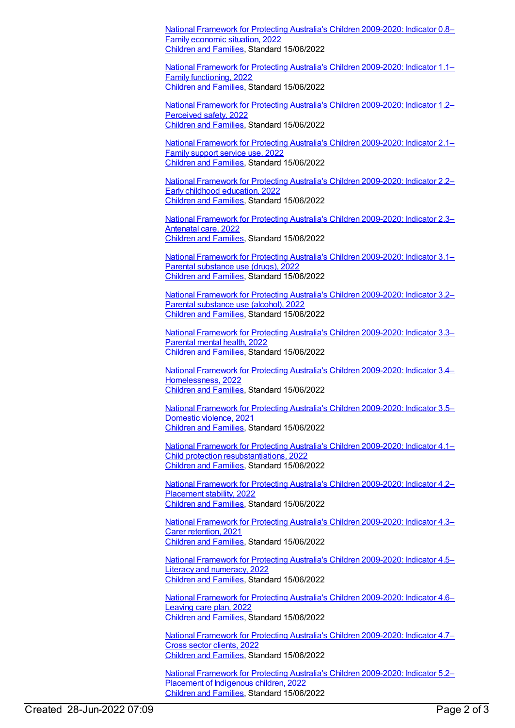[National Framework for Protecting Australia's Children 2009-2020: Indicator 0.8–Family economic situation, 2022](#)
[Children and Families](#), Standard 15/06/2022

[National Framework for Protecting Australia's Children 2009-2020: Indicator 1.1–Family functioning, 2022](#)
[Children and Families](#), Standard 15/06/2022

[National Framework for Protecting Australia's Children 2009-2020: Indicator 1.2–Perceived safety, 2022](#)
[Children and Families](#), Standard 15/06/2022

[National Framework for Protecting Australia's Children 2009-2020: Indicator 2.1–Family support service use, 2022](#)
[Children and Families](#), Standard 15/06/2022

[National Framework for Protecting Australia's Children 2009-2020: Indicator 2.2–Early childhood education, 2022](#)
[Children and Families](#), Standard 15/06/2022

[National Framework for Protecting Australia's Children 2009-2020: Indicator 2.3–Antenatal care, 2022](#)
[Children and Families](#), Standard 15/06/2022

[National Framework for Protecting Australia's Children 2009-2020: Indicator 3.1–Parental substance use (drugs), 2022](#)
[Children and Families](#), Standard 15/06/2022

[National Framework for Protecting Australia's Children 2009-2020: Indicator 3.2–Parental substance use (alcohol), 2022](#)
[Children and Families](#), Standard 15/06/2022

[National Framework for Protecting Australia's Children 2009-2020: Indicator 3.3–Parental mental health, 2022](#)
[Children and Families](#), Standard 15/06/2022

[National Framework for Protecting Australia's Children 2009-2020: Indicator 3.4–Homelessness, 2022](#)
[Children and Families](#), Standard 15/06/2022

[National Framework for Protecting Australia's Children 2009-2020: Indicator 3.5–Domestic violence, 2021](#)
[Children and Families](#), Standard 15/06/2022

[National Framework for Protecting Australia's Children 2009-2020: Indicator 4.1–Child protection resubstantiations, 2022](#)
[Children and Families](#), Standard 15/06/2022

[National Framework for Protecting Australia's Children 2009-2020: Indicator 4.2–Placement stability, 2022](#)
[Children and Families](#), Standard 15/06/2022

[National Framework for Protecting Australia's Children 2009-2020: Indicator 4.3–Carer retention, 2021](#)
[Children and Families](#), Standard 15/06/2022

[National Framework for Protecting Australia's Children 2009-2020: Indicator 4.5–Literacy and numeracy, 2022](#)
[Children and Families](#), Standard 15/06/2022

[National Framework for Protecting Australia's Children 2009-2020: Indicator 4.6–Leaving care plan, 2022](#)
[Children and Families](#), Standard 15/06/2022

[National Framework for Protecting Australia's Children 2009-2020: Indicator 4.7–Cross sector clients, 2022](#)
[Children and Families](#), Standard 15/06/2022

[National Framework for Protecting Australia's Children 2009-2020: Indicator 5.2–Placement of Indigenous children, 2022](#)
[Children and Families](#), Standard 15/06/2022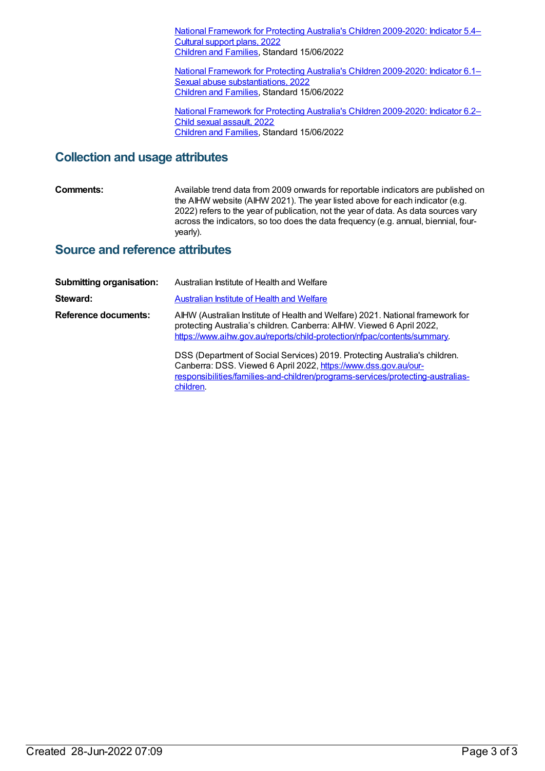[National Framework for Protecting Australia's Children 2009-2020: Indicator 5.4–Cultural support plans, 2022](#)
[Children and Families](#), Standard 15/06/2022

[National Framework for Protecting Australia's Children 2009-2020: Indicator 6.1–Sexual abuse substantiations, 2022](#)
[Children and Families](#), Standard 15/06/2022

[National Framework for Protecting Australia's Children 2009-2020: Indicator 6.2–Child sexual assault, 2022](#)
[Children and Families](#), Standard 15/06/2022

## Collection and usage attributes

**Comments:** Available trend data from 2009 onwards for reportable indicators are published on the AIHW website (AIHW 2021). The year listed above for each indicator (e.g. 2022) refers to the year of publication, not the year of data. As data sources vary across the indicators, so too does the data frequency (e.g. annual, biennial, four-yearly).

## Source and reference attributes

**Submitting organisation:** Australian Institute of Health and Welfare

**Steward:** [Australian Institute of Health and Welfare](#)

**Reference documents:** AIHW (Australian Institute of Health and Welfare) 2021. National framework for protecting Australia's children. Canberra: AIHW. Viewed 6 April 2022, https://www.aihw.gov.au/reports/child-protection/nfpac/contents/summary.

DSS (Department of Social Services) 2019. Protecting Australia's children. Canberra: DSS. Viewed 6 April 2022, https://www.dss.gov.au/our-responsibilities/families-and-children/programs-services/protecting-australias-children.